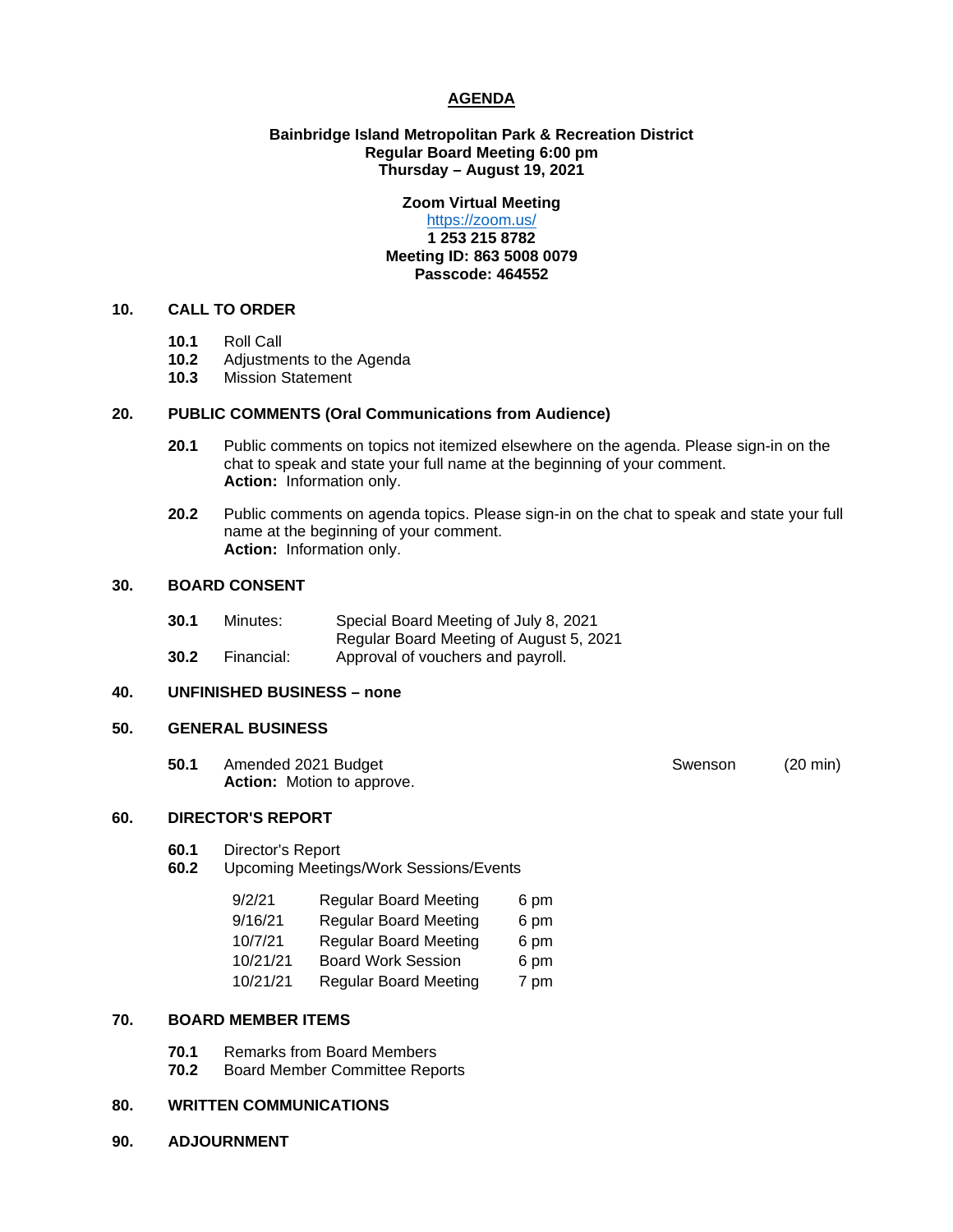# AGENDA

**Bainbridge Island Metropolitan Park & Recreation District**
**Regular Board Meeting 6:00 pm**
**Thursday – August 19, 2021**

**Zoom Virtual Meeting**
https://zoom.us/
**1 253 215 8782**
**Meeting ID: 863 5008 0079**
**Passcode: 464552**

## 10. CALL TO ORDER

- **10.1** Roll Call
- **10.2** Adjustments to the Agenda
- **10.3** Mission Statement

## 20. PUBLIC COMMENTS (Oral Communications from Audience)

**20.1** Public comments on topics not itemized elsewhere on the agenda. Please sign-in on the chat to speak and state your full name at the beginning of your comment.
**Action:** Information only.

**20.2** Public comments on agenda topics. Please sign-in on the chat to speak and state your full name at the beginning of your comment.
**Action:** Information only.

## 30. BOARD CONSENT

**30.1** Minutes: Special Board Meeting of July 8, 2021
Regular Board Meeting of August 5, 2021
**30.2** Financial: Approval of vouchers and payroll.

## 40. UNFINISHED BUSINESS – none

## 50. GENERAL BUSINESS

**50.1** Amended 2021 Budget — Swenson (20 min)
**Action:** Motion to approve.

## 60. DIRECTOR'S REPORT

- **60.1** Director's Report
- **60.2** Upcoming Meetings/Work Sessions/Events

| | | |
|---|---|---|
| 9/2/21 | Regular Board Meeting | 6 pm |
| 9/16/21 | Regular Board Meeting | 6 pm |
| 10/7/21 | Regular Board Meeting | 6 pm |
| 10/21/21 | Board Work Session | 6 pm |
| 10/21/21 | Regular Board Meeting | 7 pm |

## 70. BOARD MEMBER ITEMS

- **70.1** Remarks from Board Members
- **70.2** Board Member Committee Reports

## 80. WRITTEN COMMUNICATIONS

## 90. ADJOURNMENT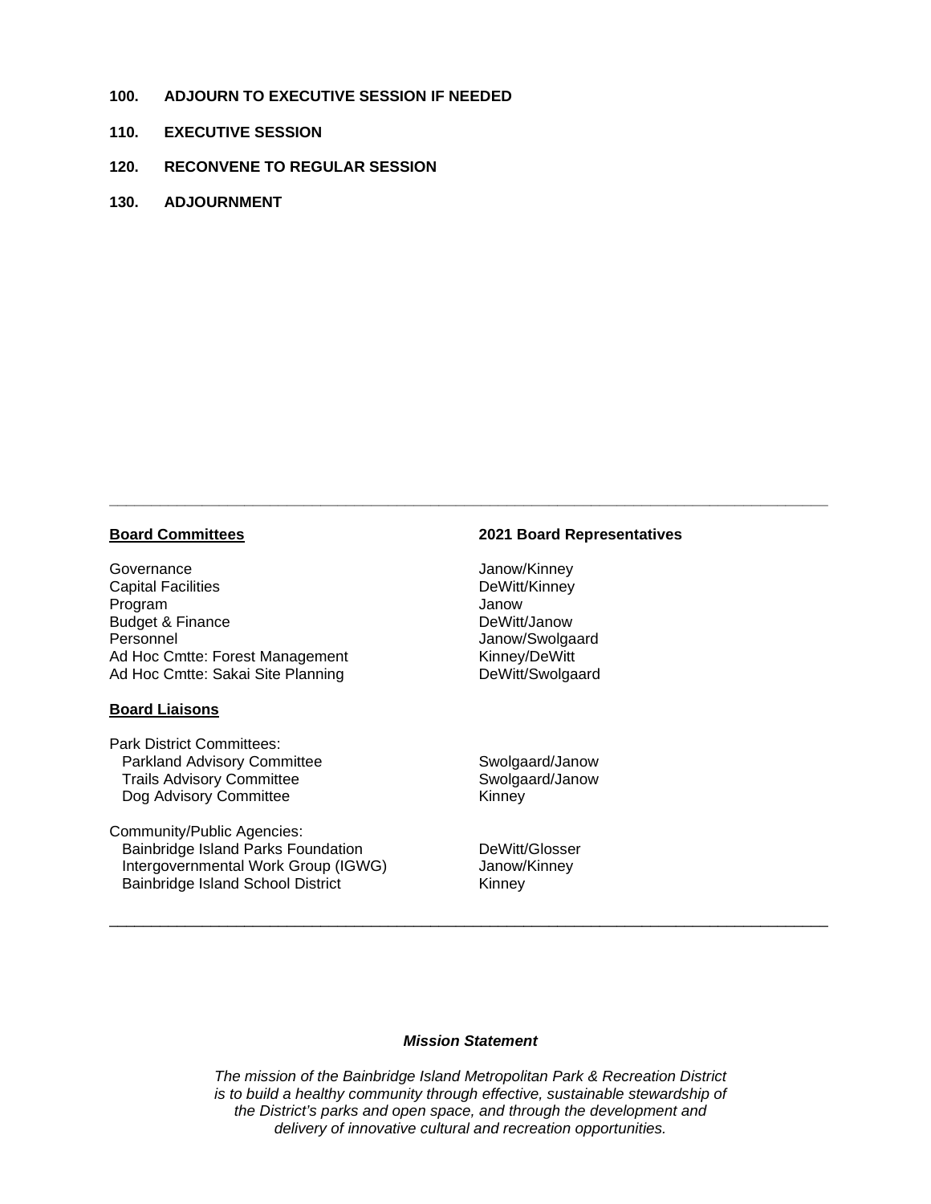**100. ADJOURN TO EXECUTIVE SESSION IF NEEDED**

**110. EXECUTIVE SESSION**

**120. RECONVENE TO REGULAR SESSION**

**130. ADJOURNMENT**

---

| **Board Committees** | **2021 Board Representatives** |
|---|---|
| Governance | Janow/Kinney |
| Capital Facilities | DeWitt/Kinney |
| Program | Janow |
| Budget & Finance | DeWitt/Janow |
| Personnel | Janow/Swolgaard |
| Ad Hoc Cmtte: Forest Management | Kinney/DeWitt |
| Ad Hoc Cmtte: Sakai Site Planning | DeWitt/Swolgaard |

**Board Liaisons**

| | |
|---|---|
| Park District Committees: | |
| Parkland Advisory Committee | Swolgaard/Janow |
| Trails Advisory Committee | Swolgaard/Janow |
| Dog Advisory Committee | Kinney |
| Community/Public Agencies: | |
| Bainbridge Island Parks Foundation | DeWitt/Glosser |
| Intergovernmental Work Group (IGWG) | Janow/Kinney |
| Bainbridge Island School District | Kinney |

---

***Mission Statement***

*The mission of the Bainbridge Island Metropolitan Park & Recreation District is to build a healthy community through effective, sustainable stewardship of the District's parks and open space, and through the development and delivery of innovative cultural and recreation opportunities.*